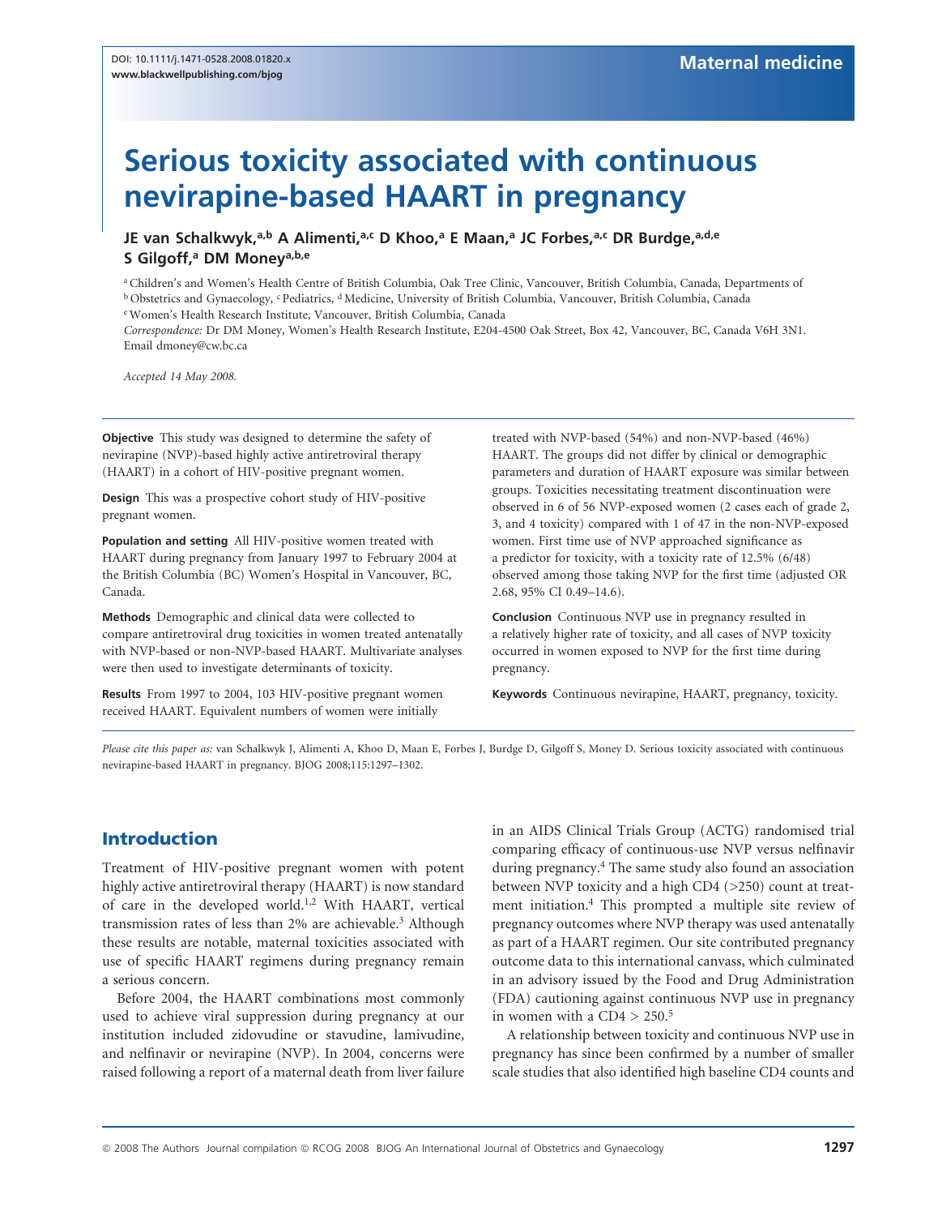DOI: 10.1111/j.1471-0528.2008.01820.x
www.blackwellpublishing.com/bjog

Maternal medicine

# Serious toxicity associated with continuous nevirapine-based HAART in pregnancy

**JE van Schalkwyk,[a,b] A Alimenti,[a,c] D Khoo,[a] E Maan,[a] JC Forbes,[a,c] DR Burdge,[a,d,e] S Gilgoff,[a] DM Money[a,b,e]**

[a] Children's and Women's Health Centre of British Columbia, Oak Tree Clinic, Vancouver, British Columbia, Canada, Departments of [b] Obstetrics and Gynaecology, [c] Pediatrics, [d] Medicine, University of British Columbia, Vancouver, British Columbia, Canada
[e] Women's Health Research Institute, Vancouver, British Columbia, Canada

*Correspondence:* Dr DM Money, Women's Health Research Institute, E204-4500 Oak Street, Box 42, Vancouver, BC, Canada V6H 3N1. Email dmoney@cw.bc.ca

*Accepted 14 May 2008.*

**Objective** This study was designed to determine the safety of nevirapine (NVP)-based highly active antiretroviral therapy (HAART) in a cohort of HIV-positive pregnant women.

**Design** This was a prospective cohort study of HIV-positive pregnant women.

**Population and setting** All HIV-positive women treated with HAART during pregnancy from January 1997 to February 2004 at the British Columbia (BC) Women's Hospital in Vancouver, BC, Canada.

**Methods** Demographic and clinical data were collected to compare antiretroviral drug toxicities in women treated antenatally with NVP-based or non-NVP-based HAART. Multivariate analyses were then used to investigate determinants of toxicity.

**Results** From 1997 to 2004, 103 HIV-positive pregnant women received HAART. Equivalent numbers of women were initially treated with NVP-based (54%) and non-NVP-based (46%) HAART. The groups did not differ by clinical or demographic parameters and duration of HAART exposure was similar between groups. Toxicities necessitating treatment discontinuation were observed in 6 of 56 NVP-exposed women (2 cases each of grade 2, 3, and 4 toxicity) compared with 1 of 47 in the non-NVP-exposed women. First time use of NVP approached significance as a predictor for toxicity, with a toxicity rate of 12.5% (6/48) observed among those taking NVP for the first time (adjusted OR 2.68, 95% CI 0.49–14.6).

**Conclusion** Continuous NVP use in pregnancy resulted in a relatively higher rate of toxicity, and all cases of NVP toxicity occurred in women exposed to NVP for the first time during pregnancy.

**Keywords** Continuous nevirapine, HAART, pregnancy, toxicity.

*Please cite this paper as:* van Schalkwyk J, Alimenti A, Khoo D, Maan E, Forbes J, Burdge D, Gilgoff S, Money D. Serious toxicity associated with continuous nevirapine-based HAART in pregnancy. BJOG 2008;115:1297–1302.

## Introduction

Treatment of HIV-positive pregnant women with potent highly active antiretroviral therapy (HAART) is now standard of care in the developed world.[1,2] With HAART, vertical transmission rates of less than 2% are achievable.[3] Although these results are notable, maternal toxicities associated with use of specific HAART regimens during pregnancy remain a serious concern.

Before 2004, the HAART combinations most commonly used to achieve viral suppression during pregnancy at our institution included zidovudine or stavudine, lamivudine, and nelfinavir or nevirapine (NVP). In 2004, concerns were raised following a report of a maternal death from liver failure in an AIDS Clinical Trials Group (ACTG) randomised trial comparing efficacy of continuous-use NVP versus nelfinavir during pregnancy.[4] The same study also found an association between NVP toxicity and a high CD4 (>250) count at treatment initiation.[4] This prompted a multiple site review of pregnancy outcomes where NVP therapy was used antenatally as part of a HAART regimen. Our site contributed pregnancy outcome data to this international canvass, which culminated in an advisory issued by the Food and Drug Administration (FDA) cautioning against continuous NVP use in pregnancy in women with a CD4 > 250.[5]

A relationship between toxicity and continuous NVP use in pregnancy has since been confirmed by a number of smaller scale studies that also identified high baseline CD4 counts and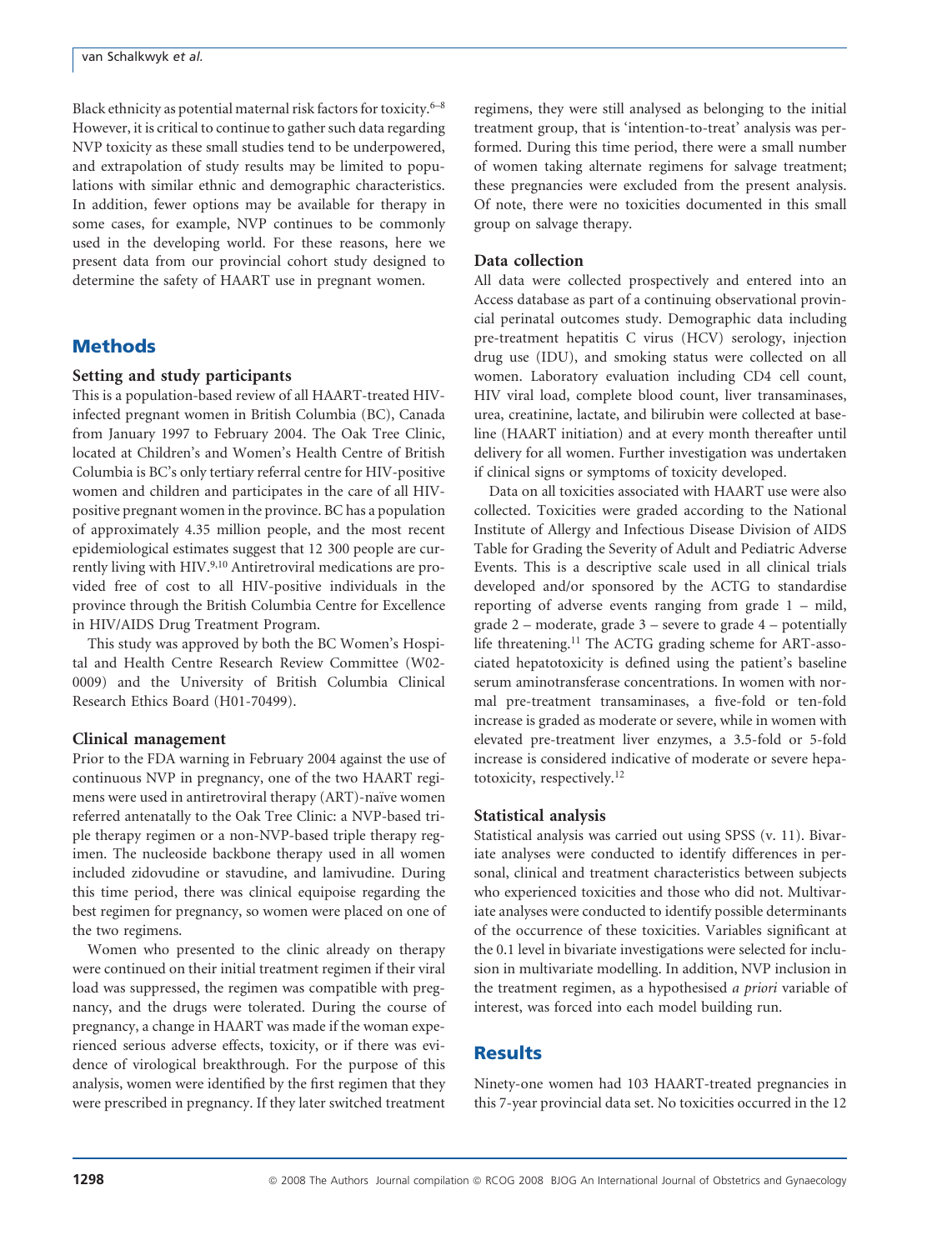Black ethnicity as potential maternal risk factors for toxicity.[6–8] However, it is critical to continue to gather such data regarding NVP toxicity as these small studies tend to be underpowered, and extrapolation of study results may be limited to populations with similar ethnic and demographic characteristics. In addition, fewer options may be available for therapy in some cases, for example, NVP continues to be commonly used in the developing world. For these reasons, here we present data from our provincial cohort study designed to determine the safety of HAART use in pregnant women.

## Methods

### Setting and study participants

This is a population-based review of all HAART-treated HIV-infected pregnant women in British Columbia (BC), Canada from January 1997 to February 2004. The Oak Tree Clinic, located at Children's and Women's Health Centre of British Columbia is BC's only tertiary referral centre for HIV-positive women and children and participates in the care of all HIV-positive pregnant women in the province. BC has a population of approximately 4.35 million people, and the most recent epidemiological estimates suggest that 12 300 people are currently living with HIV.[9,10] Antiretroviral medications are provided free of cost to all HIV-positive individuals in the province through the British Columbia Centre for Excellence in HIV/AIDS Drug Treatment Program.

This study was approved by both the BC Women's Hospital and Health Centre Research Review Committee (W02-0009) and the University of British Columbia Clinical Research Ethics Board (H01-70499).

### Clinical management

Prior to the FDA warning in February 2004 against the use of continuous NVP in pregnancy, one of the two HAART regimens were used in antiretroviral therapy (ART)-naïve women referred antenatally to the Oak Tree Clinic: a NVP-based triple therapy regimen or a non-NVP-based triple therapy regimen. The nucleoside backbone therapy used in all women included zidovudine or stavudine, and lamivudine. During this time period, there was clinical equipoise regarding the best regimen for pregnancy, so women were placed on one of the two regimens.

Women who presented to the clinic already on therapy were continued on their initial treatment regimen if their viral load was suppressed, the regimen was compatible with pregnancy, and the drugs were tolerated. During the course of pregnancy, a change in HAART was made if the woman experienced serious adverse effects, toxicity, or if there was evidence of virological breakthrough. For the purpose of this analysis, women were identified by the first regimen that they were prescribed in pregnancy. If they later switched treatment regimens, they were still analysed as belonging to the initial treatment group, that is 'intention-to-treat' analysis was performed. During this time period, there were a small number of women taking alternate regimens for salvage treatment; these pregnancies were excluded from the present analysis. Of note, there were no toxicities documented in this small group on salvage therapy.

### Data collection

All data were collected prospectively and entered into an Access database as part of a continuing observational provincial perinatal outcomes study. Demographic data including pre-treatment hepatitis C virus (HCV) serology, injection drug use (IDU), and smoking status were collected on all women. Laboratory evaluation including CD4 cell count, HIV viral load, complete blood count, liver transaminases, urea, creatinine, lactate, and bilirubin were collected at baseline (HAART initiation) and at every month thereafter until delivery for all women. Further investigation was undertaken if clinical signs or symptoms of toxicity developed.

Data on all toxicities associated with HAART use were also collected. Toxicities were graded according to the National Institute of Allergy and Infectious Disease Division of AIDS Table for Grading the Severity of Adult and Pediatric Adverse Events. This is a descriptive scale used in all clinical trials developed and/or sponsored by the ACTG to standardise reporting of adverse events ranging from grade 1 – mild, grade 2 – moderate, grade 3 – severe to grade 4 – potentially life threatening.[11] The ACTG grading scheme for ART-associated hepatotoxicity is defined using the patient's baseline serum aminotransferase concentrations. In women with normal pre-treatment transaminases, a five-fold or ten-fold increase is graded as moderate or severe, while in women with elevated pre-treatment liver enzymes, a 3.5-fold or 5-fold increase is considered indicative of moderate or severe hepatotoxicity, respectively.[12]

### Statistical analysis

Statistical analysis was carried out using SPSS (v. 11). Bivariate analyses were conducted to identify differences in personal, clinical and treatment characteristics between subjects who experienced toxicities and those who did not. Multivariate analyses were conducted to identify possible determinants of the occurrence of these toxicities. Variables significant at the 0.1 level in bivariate investigations were selected for inclusion in multivariate modelling. In addition, NVP inclusion in the treatment regimen, as a hypothesised *a priori* variable of interest, was forced into each model building run.

## Results

Ninety-one women had 103 HAART-treated pregnancies in this 7-year provincial data set. No toxicities occurred in the 12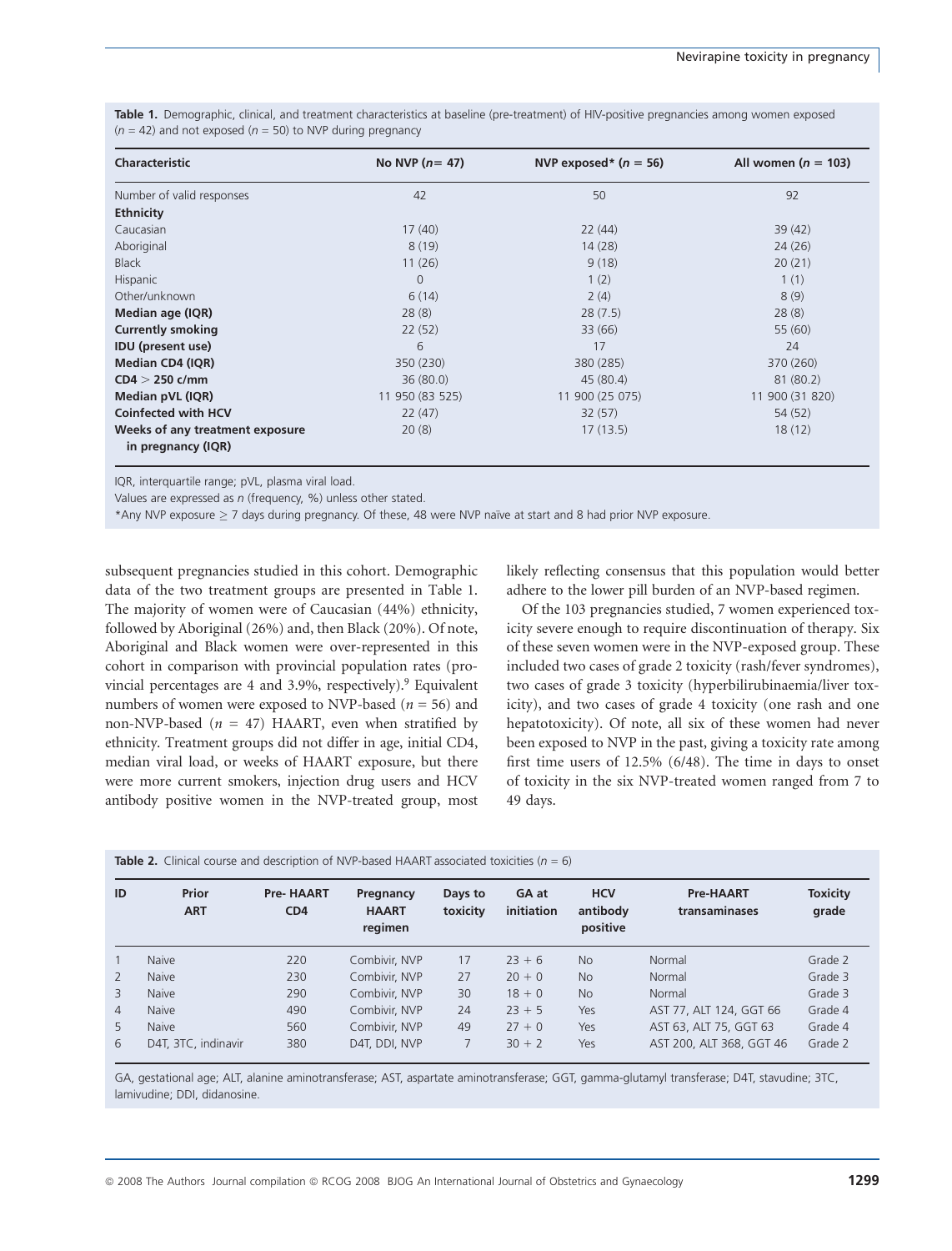**Table 1.** Demographic, clinical, and treatment characteristics at baseline (pre-treatment) of HIV-positive pregnancies among women exposed ($n$ = 42) and not exposed ($n$ = 50) to NVP during pregnancy

| Characteristic | No NVP ($n$= 47) | NVP exposed* ($n$ = 56) | All women ($n$ = 103) |
|---|---|---|---|
| Number of valid responses | 42 | 50 | 92 |
| **Ethnicity** | | | |
| Caucasian | 17 (40) | 22 (44) | 39 (42) |
| Aboriginal | 8 (19) | 14 (28) | 24 (26) |
| Black | 11 (26) | 9 (18) | 20 (21) |
| Hispanic | 0 | 1 (2) | 1 (1) |
| Other/unknown | 6 (14) | 2 (4) | 8 (9) |
| **Median age (IQR)** | 28 (8) | 28 (7.5) | 28 (8) |
| **Currently smoking** | 22 (52) | 33 (66) | 55 (60) |
| **IDU (present use)** | 6 | 17 | 24 |
| **Median CD4 (IQR)** | 350 (230) | 380 (285) | 370 (260) |
| **CD4 > 250 c/mm** | 36 (80.0) | 45 (80.4) | 81 (80.2) |
| **Median pVL (IQR)** | 11 950 (83 525) | 11 900 (25 075) | 11 900 (31 820) |
| **Coinfected with HCV** | 22 (47) | 32 (57) | 54 (52) |
| **Weeks of any treatment exposure in pregnancy (IQR)** | 20 (8) | 17 (13.5) | 18 (12) |

IQR, interquartile range; pVL, plasma viral load.

Values are expressed as $n$ (frequency, %) unless other stated.

*Any NVP exposure ≥ 7 days during pregnancy. Of these, 48 were NVP naïve at start and 8 had prior NVP exposure.

subsequent pregnancies studied in this cohort. Demographic data of the two treatment groups are presented in Table 1. The majority of women were of Caucasian (44%) ethnicity, followed by Aboriginal (26%) and, then Black (20%). Of note, Aboriginal and Black women were over-represented in this cohort in comparison with provincial population rates (provincial percentages are 4 and 3.9%, respectively).[9] Equivalent numbers of women were exposed to NVP-based ($n$ = 56) and non-NVP-based ($n$ = 47) HAART, even when stratified by ethnicity. Treatment groups did not differ in age, initial CD4, median viral load, or weeks of HAART exposure, but there were more current smokers, injection drug users and HCV antibody positive women in the NVP-treated group, most likely reflecting consensus that this population would better adhere to the lower pill burden of an NVP-based regimen.

Of the 103 pregnancies studied, 7 women experienced toxicity severe enough to require discontinuation of therapy. Six of these seven women were in the NVP-exposed group. These included two cases of grade 2 toxicity (rash/fever syndromes), two cases of grade 3 toxicity (hyperbilirubinaemia/liver toxicity), and two cases of grade 4 toxicity (one rash and one hepatotoxicity). Of note, all six of these women had never been exposed to NVP in the past, giving a toxicity rate among first time users of 12.5% (6/48). The time in days to onset of toxicity in the six NVP-treated women ranged from 7 to 49 days.

**Table 2.** Clinical course and description of NVP-based HAART associated toxicities ($n$ = 6)

| ID | Prior ART | Pre- HAART CD4 | Pregnancy HAART regimen | Days to toxicity | GA at initiation | HCV antibody positive | Pre-HAART transaminases | Toxicity grade |
|---|---|---|---|---|---|---|---|---|
| 1 | Naive | 220 | Combivir, NVP | 17 | 23 + 6 | No | Normal | Grade 2 |
| 2 | Naive | 230 | Combivir, NVP | 27 | 20 + 0 | No | Normal | Grade 3 |
| 3 | Naive | 290 | Combivir, NVP | 30 | 18 + 0 | No | Normal | Grade 3 |
| 4 | Naive | 490 | Combivir, NVP | 24 | 23 + 5 | Yes | AST 77, ALT 124, GGT 66 | Grade 4 |
| 5 | Naive | 560 | Combivir, NVP | 49 | 27 + 0 | Yes | AST 63, ALT 75, GGT 63 | Grade 4 |
| 6 | D4T, 3TC, indinavir | 380 | D4T, DDI, NVP | 7 | 30 + 2 | Yes | AST 200, ALT 368, GGT 46 | Grade 2 |

GA, gestational age; ALT, alanine aminotransferase; AST, aspartate aminotransferase; GGT, gamma-glutamyl transferase; D4T, stavudine; 3TC, lamivudine; DDI, didanosine.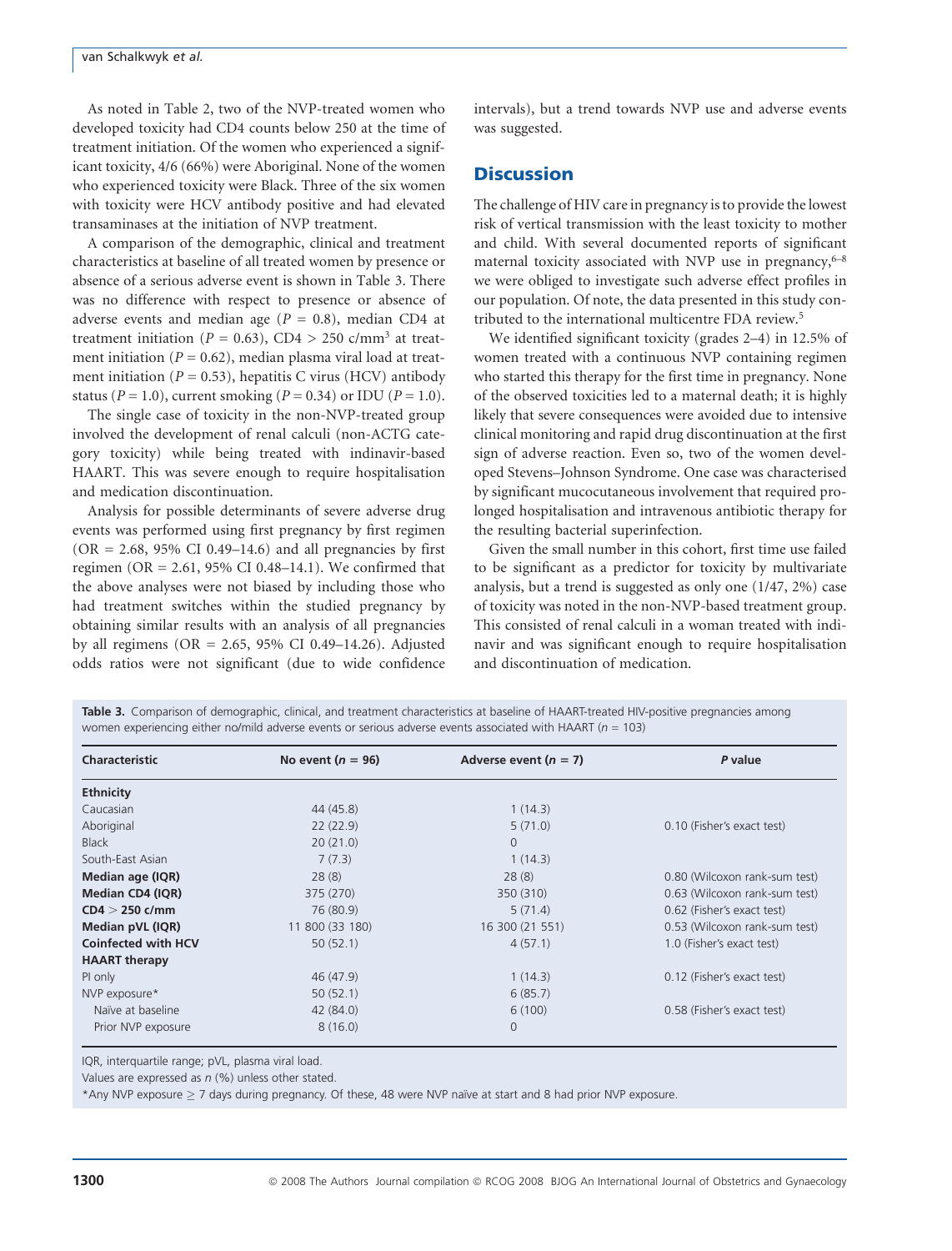As noted in Table 2, two of the NVP-treated women who developed toxicity had CD4 counts below 250 at the time of treatment initiation. Of the women who experienced a significant toxicity, 4/6 (66%) were Aboriginal. None of the women who experienced toxicity were Black. Three of the six women with toxicity were HCV antibody positive and had elevated transaminases at the initiation of NVP treatment.

A comparison of the demographic, clinical and treatment characteristics at baseline of all treated women by presence or absence of a serious adverse event is shown in Table 3. There was no difference with respect to presence or absence of adverse events and median age ($P = 0.8$), median CD4 at treatment initiation ($P = 0.63$), CD4 > 250 c/mm$^3$ at treatment initiation ($P = 0.62$), median plasma viral load at treatment initiation ($P = 0.53$), hepatitis C virus (HCV) antibody status ($P = 1.0$), current smoking ($P = 0.34$) or IDU ($P = 1.0$).

The single case of toxicity in the non-NVP-treated group involved the development of renal calculi (non-ACTG category toxicity) while being treated with indinavir-based HAART. This was severe enough to require hospitalisation and medication discontinuation.

Analysis for possible determinants of severe adverse drug events was performed using first pregnancy by first regimen (OR = 2.68, 95% CI 0.49–14.6) and all pregnancies by first regimen (OR = 2.61, 95% CI 0.48–14.1). We confirmed that the above analyses were not biased by including those who had treatment switches within the studied pregnancy by obtaining similar results with an analysis of all pregnancies by all regimens (OR = 2.65, 95% CI 0.49–14.26). Adjusted odds ratios were not significant (due to wide confidence intervals), but a trend towards NVP use and adverse events was suggested.

## Discussion

The challenge of HIV care in pregnancy is to provide the lowest risk of vertical transmission with the least toxicity to mother and child. With several documented reports of significant maternal toxicity associated with NVP use in pregnancy,[6–8] we were obliged to investigate such adverse effect profiles in our population. Of note, the data presented in this study contributed to the international multicentre FDA review.[5]

We identified significant toxicity (grades 2–4) in 12.5% of women treated with a continuous NVP containing regimen who started this therapy for the first time in pregnancy. None of the observed toxicities led to a maternal death; it is highly likely that severe consequences were avoided due to intensive clinical monitoring and rapid drug discontinuation at the first sign of adverse reaction. Even so, two of the women developed Stevens–Johnson Syndrome. One case was characterised by significant mucocutaneous involvement that required prolonged hospitalisation and intravenous antibiotic therapy for the resulting bacterial superinfection.

Given the small number in this cohort, first time use failed to be significant as a predictor for toxicity by multivariate analysis, but a trend is suggested as only one (1/47, 2%) case of toxicity was noted in the non-NVP-based treatment group. This consisted of renal calculi in a woman treated with indinavir and was significant enough to require hospitalisation and discontinuation of medication.

**Table 3.** Comparison of demographic, clinical, and treatment characteristics at baseline of HAART-treated HIV-positive pregnancies among women experiencing either no/mild adverse events or serious adverse events associated with HAART ($n = 103$)

| Characteristic | No event ($n = 96$) | Adverse event ($n = 7$) | *P* value |
|---|---|---|---|
| **Ethnicity** | | | |
| Caucasian | 44 (45.8) | 1 (14.3) | |
| Aboriginal | 22 (22.9) | 5 (71.0) | 0.10 (Fisher's exact test) |
| Black | 20 (21.0) | 0 | |
| South-East Asian | 7 (7.3) | 1 (14.3) | |
| **Median age (IQR)** | 28 (8) | 28 (8) | 0.80 (Wilcoxon rank-sum test) |
| **Median CD4 (IQR)** | 375 (270) | 350 (310) | 0.63 (Wilcoxon rank-sum test) |
| **CD4 > 250 c/mm** | 76 (80.9) | 5 (71.4) | 0.62 (Fisher's exact test) |
| **Median pVL (IQR)** | 11 800 (33 180) | 16 300 (21 551) | 0.53 (Wilcoxon rank-sum test) |
| **Coinfected with HCV** | 50 (52.1) | 4 (57.1) | 1.0 (Fisher's exact test) |
| **HAART therapy** | | | |
| PI only | 46 (47.9) | 1 (14.3) | 0.12 (Fisher's exact test) |
| NVP exposure* | 50 (52.1) | 6 (85.7) | |
| Naïve at baseline | 42 (84.0) | 6 (100) | 0.58 (Fisher's exact test) |
| Prior NVP exposure | 8 (16.0) | 0 | |

IQR, interquartile range; pVL, plasma viral load.

Values are expressed as *n* (%) unless other stated.

*Any NVP exposure ≥ 7 days during pregnancy. Of these, 48 were NVP naïve at start and 8 had prior NVP exposure.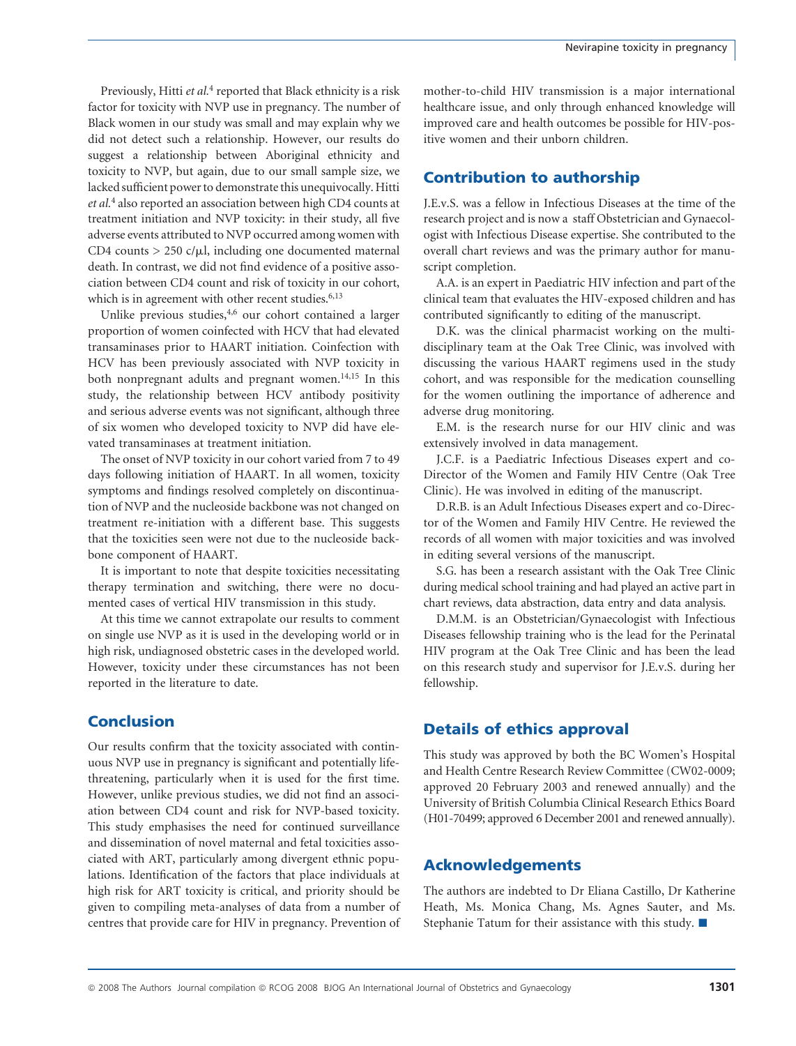Previously, Hitti *et al.*[4] reported that Black ethnicity is a risk factor for toxicity with NVP use in pregnancy. The number of Black women in our study was small and may explain why we did not detect such a relationship. However, our results do suggest a relationship between Aboriginal ethnicity and toxicity to NVP, but again, due to our small sample size, we lacked sufficient power to demonstrate this unequivocally. Hitti *et al.*[4] also reported an association between high CD4 counts at treatment initiation and NVP toxicity: in their study, all five adverse events attributed to NVP occurred among women with CD4 counts > 250 c/μl, including one documented maternal death. In contrast, we did not find evidence of a positive association between CD4 count and risk of toxicity in our cohort, which is in agreement with other recent studies.[6,13]

Unlike previous studies,[4,6] our cohort contained a larger proportion of women coinfected with HCV that had elevated transaminases prior to HAART initiation. Coinfection with HCV has been previously associated with NVP toxicity in both nonpregnant adults and pregnant women.[14,15] In this study, the relationship between HCV antibody positivity and serious adverse events was not significant, although three of six women who developed toxicity to NVP did have elevated transaminases at treatment initiation.

The onset of NVP toxicity in our cohort varied from 7 to 49 days following initiation of HAART. In all women, toxicity symptoms and findings resolved completely on discontinuation of NVP and the nucleoside backbone was not changed on treatment re-initiation with a different base. This suggests that the toxicities seen were not due to the nucleoside backbone component of HAART.

It is important to note that despite toxicities necessitating therapy termination and switching, there were no documented cases of vertical HIV transmission in this study.

At this time we cannot extrapolate our results to comment on single use NVP as it is used in the developing world or in high risk, undiagnosed obstetric cases in the developed world. However, toxicity under these circumstances has not been reported in the literature to date.

## Conclusion

Our results confirm that the toxicity associated with continuous NVP use in pregnancy is significant and potentially life-threatening, particularly when it is used for the first time. However, unlike previous studies, we did not find an association between CD4 count and risk for NVP-based toxicity. This study emphasises the need for continued surveillance and dissemination of novel maternal and fetal toxicities associated with ART, particularly among divergent ethnic populations. Identification of the factors that place individuals at high risk for ART toxicity is critical, and priority should be given to compiling meta-analyses of data from a number of centres that provide care for HIV in pregnancy. Prevention of mother-to-child HIV transmission is a major international healthcare issue, and only through enhanced knowledge will improved care and health outcomes be possible for HIV-positive women and their unborn children.

## Contribution to authorship

J.E.v.S. was a fellow in Infectious Diseases at the time of the research project and is now a staff Obstetrician and Gynaecologist with Infectious Disease expertise. She contributed to the overall chart reviews and was the primary author for manuscript completion.

A.A. is an expert in Paediatric HIV infection and part of the clinical team that evaluates the HIV-exposed children and has contributed significantly to editing of the manuscript.

D.K. was the clinical pharmacist working on the multidisciplinary team at the Oak Tree Clinic, was involved with discussing the various HAART regimens used in the study cohort, and was responsible for the medication counselling for the women outlining the importance of adherence and adverse drug monitoring.

E.M. is the research nurse for our HIV clinic and was extensively involved in data management.

J.C.F. is a Paediatric Infectious Diseases expert and co-Director of the Women and Family HIV Centre (Oak Tree Clinic). He was involved in editing of the manuscript.

D.R.B. is an Adult Infectious Diseases expert and co-Director of the Women and Family HIV Centre. He reviewed the records of all women with major toxicities and was involved in editing several versions of the manuscript.

S.G. has been a research assistant with the Oak Tree Clinic during medical school training and had played an active part in chart reviews, data abstraction, data entry and data analysis.

D.M.M. is an Obstetrician/Gynaecologist with Infectious Diseases fellowship training who is the lead for the Perinatal HIV program at the Oak Tree Clinic and has been the lead on this research study and supervisor for J.E.v.S. during her fellowship.

## Details of ethics approval

This study was approved by both the BC Women's Hospital and Health Centre Research Review Committee (CW02-0009; approved 20 February 2003 and renewed annually) and the University of British Columbia Clinical Research Ethics Board (H01-70499; approved 6 December 2001 and renewed annually).

## Acknowledgements

The authors are indebted to Dr Eliana Castillo, Dr Katherine Heath, Ms. Monica Chang, Ms. Agnes Sauter, and Ms. Stephanie Tatum for their assistance with this study. ■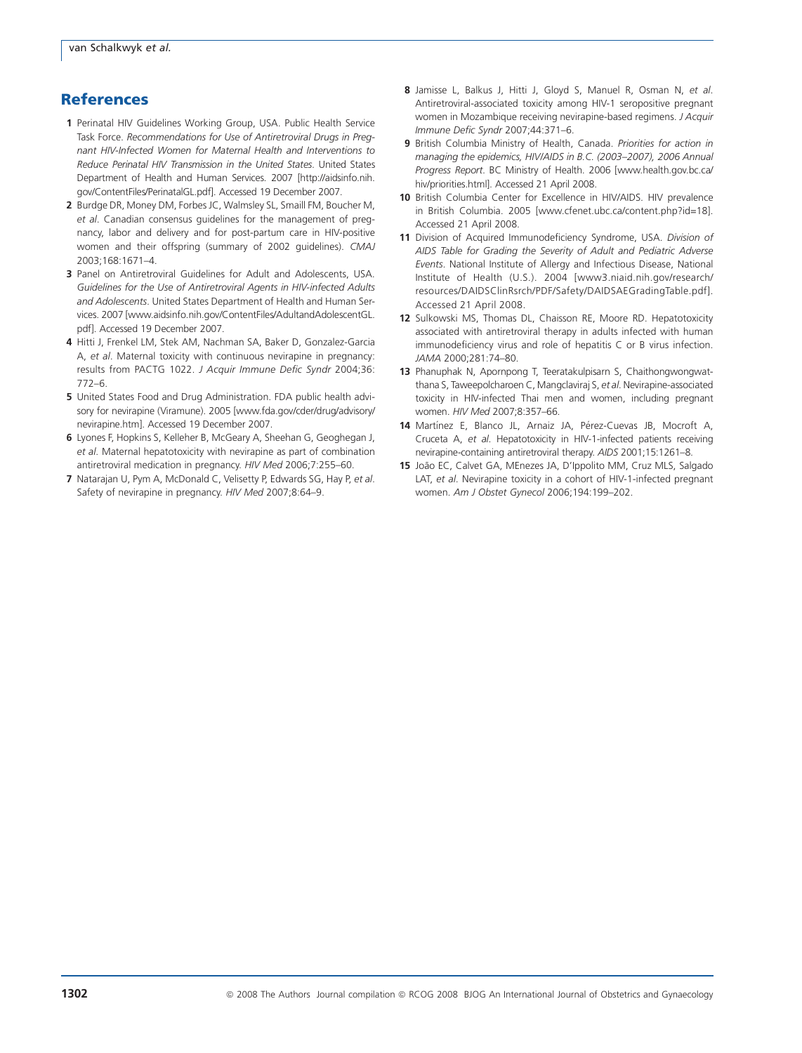## References

1 Perinatal HIV Guidelines Working Group, USA. Public Health Service Task Force. *Recommendations for Use of Antiretroviral Drugs in Pregnant HIV-Infected Women for Maternal Health and Interventions to Reduce Perinatal HIV Transmission in the United States*. United States Department of Health and Human Services. 2007 [http://aidsinfo.nih.gov/ContentFiles/PerinatalGL.pdf]. Accessed 19 December 2007.

2 Burdge DR, Money DM, Forbes JC, Walmsley SL, Smaill FM, Boucher M, *et al*. Canadian consensus guidelines for the management of pregnancy, labor and delivery and for post-partum care in HIV-positive women and their offspring (summary of 2002 guidelines). *CMAJ* 2003;168:1671–4.

3 Panel on Antiretroviral Guidelines for Adult and Adolescents, USA. *Guidelines for the Use of Antiretroviral Agents in HIV-infected Adults and Adolescents*. United States Department of Health and Human Services. 2007 [www.aidsinfo.nih.gov/ContentFiles/AdultandAdolescentGL.pdf]. Accessed 19 December 2007.

4 Hitti J, Frenkel LM, Stek AM, Nachman SA, Baker D, Gonzalez-Garcia A, *et al*. Maternal toxicity with continuous nevirapine in pregnancy: results from PACTG 1022. *J Acquir Immune Defic Syndr* 2004;36:772–6.

5 United States Food and Drug Administration. FDA public health advisory for nevirapine (Viramune). 2005 [www.fda.gov/cder/drug/advisory/nevirapine.htm]. Accessed 19 December 2007.

6 Lyones F, Hopkins S, Kelleher B, McGeary A, Sheehan G, Geoghegan J, *et al*. Maternal hepatotoxicity with nevirapine as part of combination antiretroviral medication in pregnancy. *HIV Med* 2006;7:255–60.

7 Natarajan U, Pym A, McDonald C, Velisetty P, Edwards SG, Hay P, *et al*. Safety of nevirapine in pregnancy. *HIV Med* 2007;8:64–9.

8 Jamisse L, Balkus J, Hitti J, Gloyd S, Manuel R, Osman N, *et al*. Antiretroviral-associated toxicity among HIV-1 seropositive pregnant women in Mozambique receiving nevirapine-based regimens. *J Acquir Immune Defic Syndr* 2007;44:371–6.

9 British Columbia Ministry of Health, Canada. *Priorities for action in managing the epidemics, HIV/AIDS in B.C. (2003–2007), 2006 Annual Progress Report*. BC Ministry of Health. 2006 [www.health.gov.bc.ca/hiv/priorities.html]. Accessed 21 April 2008.

10 British Columbia Center for Excellence in HIV/AIDS. HIV prevalence in British Columbia. 2005 [www.cfenet.ubc.ca/content.php?id=18]. Accessed 21 April 2008.

11 Division of Acquired Immunodeficiency Syndrome, USA. *Division of AIDS Table for Grading the Severity of Adult and Pediatric Adverse Events*. National Institute of Allergy and Infectious Disease, National Institute of Health (U.S.). 2004 [www3.niaid.nih.gov/research/resources/DAIDSClinRsrch/PDF/Safety/DAIDSAEGradingTable.pdf]. Accessed 21 April 2008.

12 Sulkowski MS, Thomas DL, Chaisson RE, Moore RD. Hepatotoxicity associated with antiretroviral therapy in adults infected with human immunodeficiency virus and role of hepatitis C or B virus infection. *JAMA* 2000;281:74–80.

13 Phanuphak N, Apornpong T, Teeratakulpisarn S, Chaithongwongwatthana S, Taweepolcharoen C, Mangclaviraj S, *et al*. Nevirapine-associated toxicity in HIV-infected Thai men and women, including pregnant women. *HIV Med* 2007;8:357–66.

14 Martínez E, Blanco JL, Arnaiz JA, Pérez-Cuevas JB, Mocroft A, Cruceta A, *et al*. Hepatotoxicity in HIV-1-infected patients receiving nevirapine-containing antiretroviral therapy. *AIDS* 2001;15:1261–8.

15 João EC, Calvet GA, MEnezes JA, D'Ippolito MM, Cruz MLS, Salgado LAT, *et al*. Nevirapine toxicity in a cohort of HIV-1-infected pregnant women. *Am J Obstet Gynecol* 2006;194:199–202.